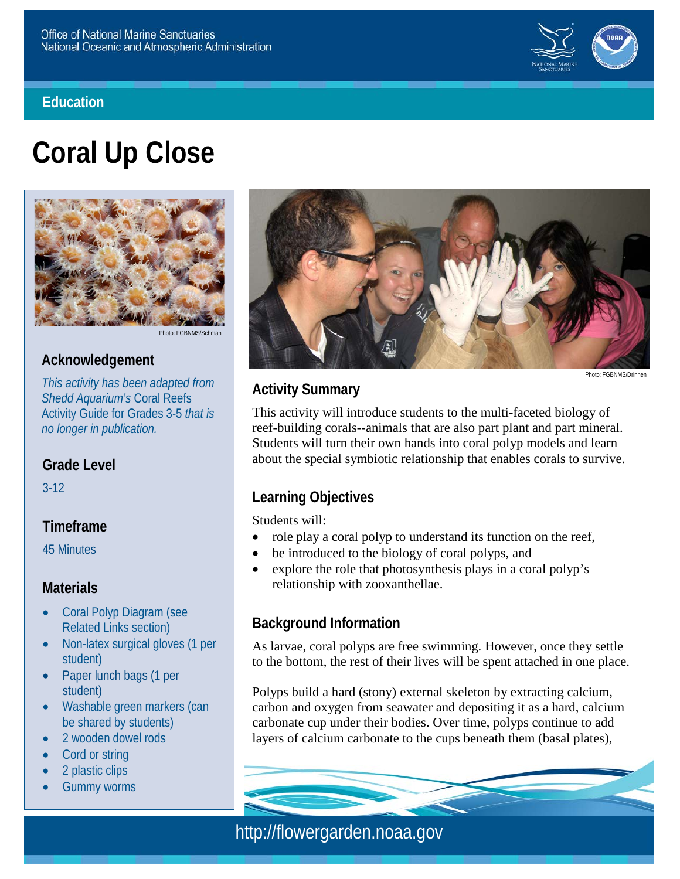Office of National Marine Sanctuaries
National Oceanic and Atmospheric Administration

**Education**

# Coral Up Close

Photo: FGBNMS/Schmahl

## Acknowledgement

*This activity has been adapted from Shedd Aquarium's* Coral Reefs Activity Guide for Grades 3-5 *that is no longer in publication.*

## Grade Level

3-12

## Timeframe

45 Minutes

## Materials

- Coral Polyp Diagram (see Related Links section)
- Non-latex surgical gloves (1 per student)
- Paper lunch bags (1 per student)
- Washable green markers (can be shared by students)
- 2 wooden dowel rods
- Cord or string
- 2 plastic clips
- Gummy worms

Photo: FGBNMS/Drinnen

## Activity Summary

This activity will introduce students to the multi-faceted biology of reef-building corals--animals that are also part plant and part mineral. Students will turn their own hands into coral polyp models and learn about the special symbiotic relationship that enables corals to survive.

## Learning Objectives

Students will:

- role play a coral polyp to understand its function on the reef,
- be introduced to the biology of coral polyps, and
- explore the role that photosynthesis plays in a coral polyp's relationship with zooxanthellae.

## Background Information

As larvae, coral polyps are free swimming. However, once they settle to the bottom, the rest of their lives will be spent attached in one place.

Polyps build a hard (stony) external skeleton by extracting calcium, carbon and oxygen from seawater and depositing it as a hard, calcium carbonate cup under their bodies. Over time, polyps continue to add layers of calcium carbonate to the cups beneath them (basal plates),

http://flowergarden.noaa.gov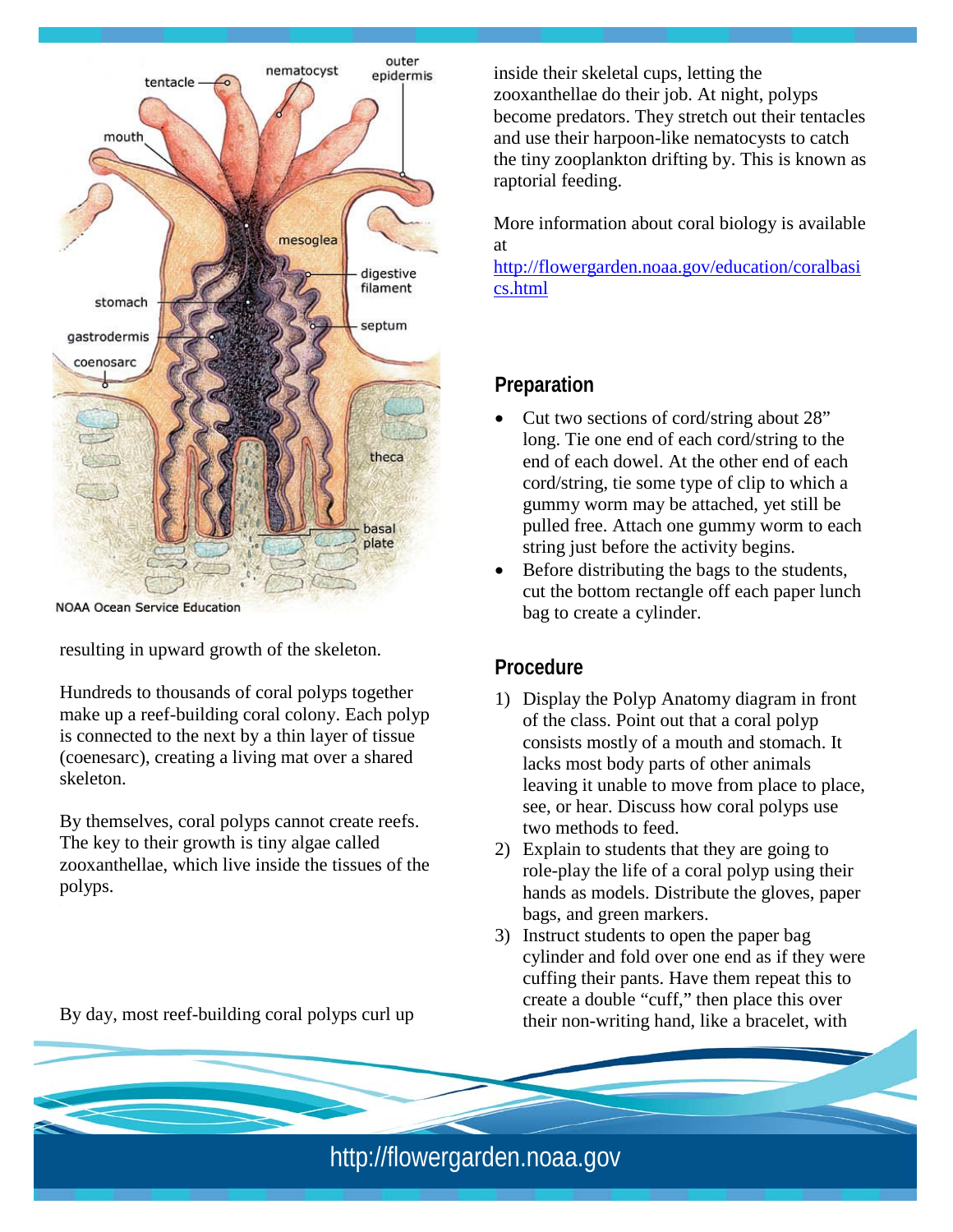NOAA Ocean Service Education

resulting in upward growth of the skeleton.

Hundreds to thousands of coral polyps together make up a reef-building coral colony. Each polyp is connected to the next by a thin layer of tissue (coenesarc), creating a living mat over a shared skeleton.

By themselves, coral polyps cannot create reefs. The key to their growth is tiny algae called zooxanthellae, which live inside the tissues of the polyps.

By day, most reef-building coral polyps curl up inside their skeletal cups, letting the zooxanthellae do their job. At night, polyps become predators. They stretch out their tentacles and use their harpoon-like nematocysts to catch the tiny zooplankton drifting by. This is known as raptorial feeding.

More information about coral biology is available at
http://flowergarden.noaa.gov/education/coralbasics.html

## Preparation

- Cut two sections of cord/string about 28" long. Tie one end of each cord/string to the end of each dowel. At the other end of each cord/string, tie some type of clip to which a gummy worm may be attached, yet still be pulled free. Attach one gummy worm to each string just before the activity begins.
- Before distributing the bags to the students, cut the bottom rectangle off each paper lunch bag to create a cylinder.

## Procedure

1) Display the Polyp Anatomy diagram in front of the class. Point out that a coral polyp consists mostly of a mouth and stomach. It lacks most body parts of other animals leaving it unable to move from place to place, see, or hear. Discuss how coral polyps use two methods to feed.
2) Explain to students that they are going to role-play the life of a coral polyp using their hands as models. Distribute the gloves, paper bags, and green markers.
3) Instruct students to open the paper bag cylinder and fold over one end as if they were cuffing their pants. Have them repeat this to create a double "cuff," then place this over their non-writing hand, like a bracelet, with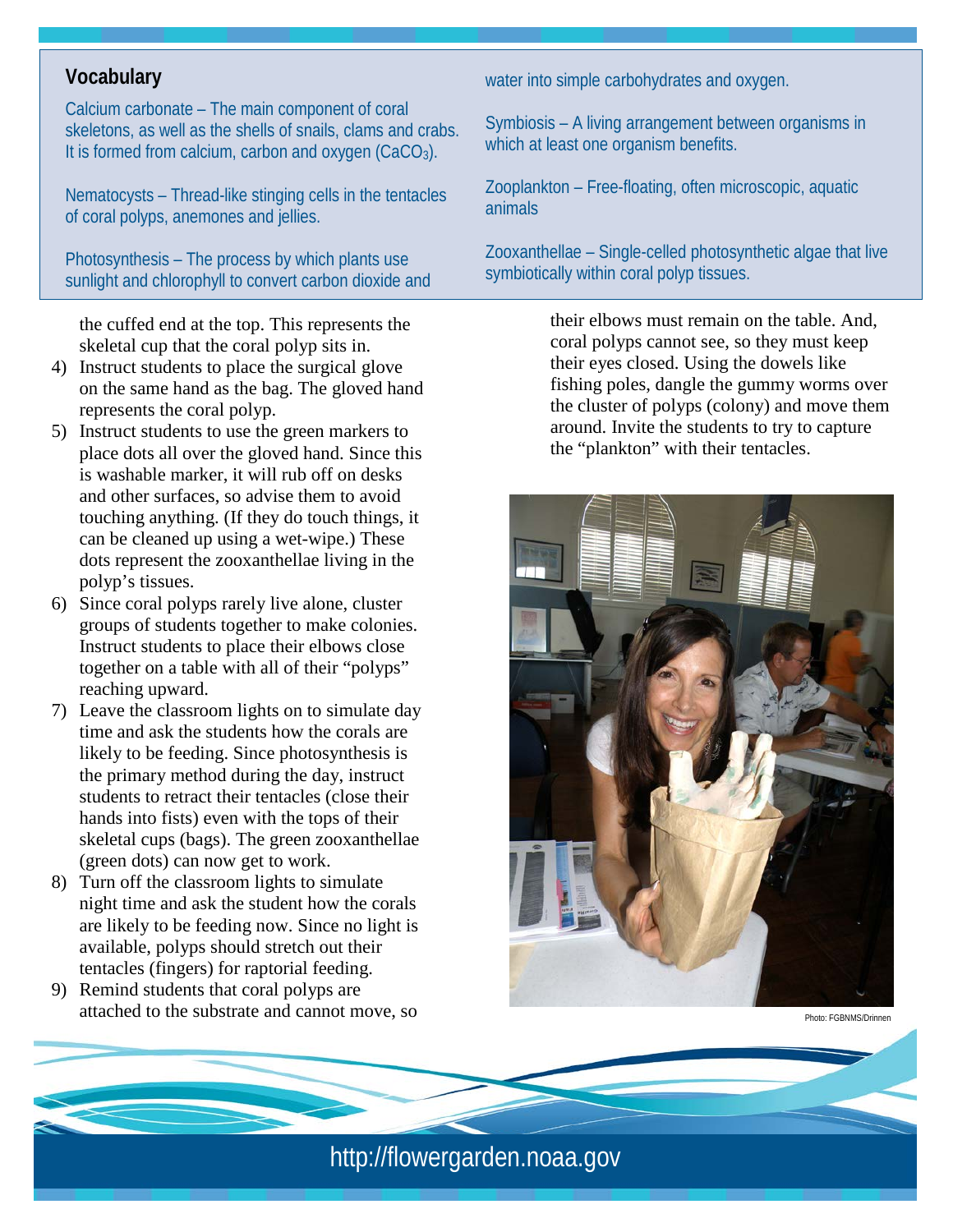## Vocabulary

Calcium carbonate – The main component of coral skeletons, as well as the shells of snails, clams and crabs. It is formed from calcium, carbon and oxygen ($CaCO_3$).

Nematocysts – Thread-like stinging cells in the tentacles of coral polyps, anemones and jellies.

Photosynthesis – The process by which plants use sunlight and chlorophyll to convert carbon dioxide and water into simple carbohydrates and oxygen.

Symbiosis – A living arrangement between organisms in which at least one organism benefits.

Zooplankton – Free-floating, often microscopic, aquatic animals

Zooxanthellae – Single-celled photosynthetic algae that live symbiotically within coral polyp tissues.

the cuffed end at the top. This represents the skeletal cup that the coral polyp sits in.

4) Instruct students to place the surgical glove on the same hand as the bag. The gloved hand represents the coral polyp.
5) Instruct students to use the green markers to place dots all over the gloved hand. Since this is washable marker, it will rub off on desks and other surfaces, so advise them to avoid touching anything. (If they do touch things, it can be cleaned up using a wet-wipe.) These dots represent the zooxanthellae living in the polyp's tissues.
6) Since coral polyps rarely live alone, cluster groups of students together to make colonies. Instruct students to place their elbows close together on a table with all of their "polyps" reaching upward.
7) Leave the classroom lights on to simulate day time and ask the students how the corals are likely to be feeding. Since photosynthesis is the primary method during the day, instruct students to retract their tentacles (close their hands into fists) even with the tops of their skeletal cups (bags). The green zooxanthellae (green dots) can now get to work.
8) Turn off the classroom lights to simulate night time and ask the student how the corals are likely to be feeding now. Since no light is available, polyps should stretch out their tentacles (fingers) for raptorial feeding.
9) Remind students that coral polyps are attached to the substrate and cannot move, so their elbows must remain on the table. And, coral polyps cannot see, so they must keep their eyes closed. Using the dowels like fishing poles, dangle the gummy worms over the cluster of polyps (colony) and move them around. Invite the students to try to capture the "plankton" with their tentacles.

Photo: FGBNMS/Drinnen

http://flowergarden.noaa.gov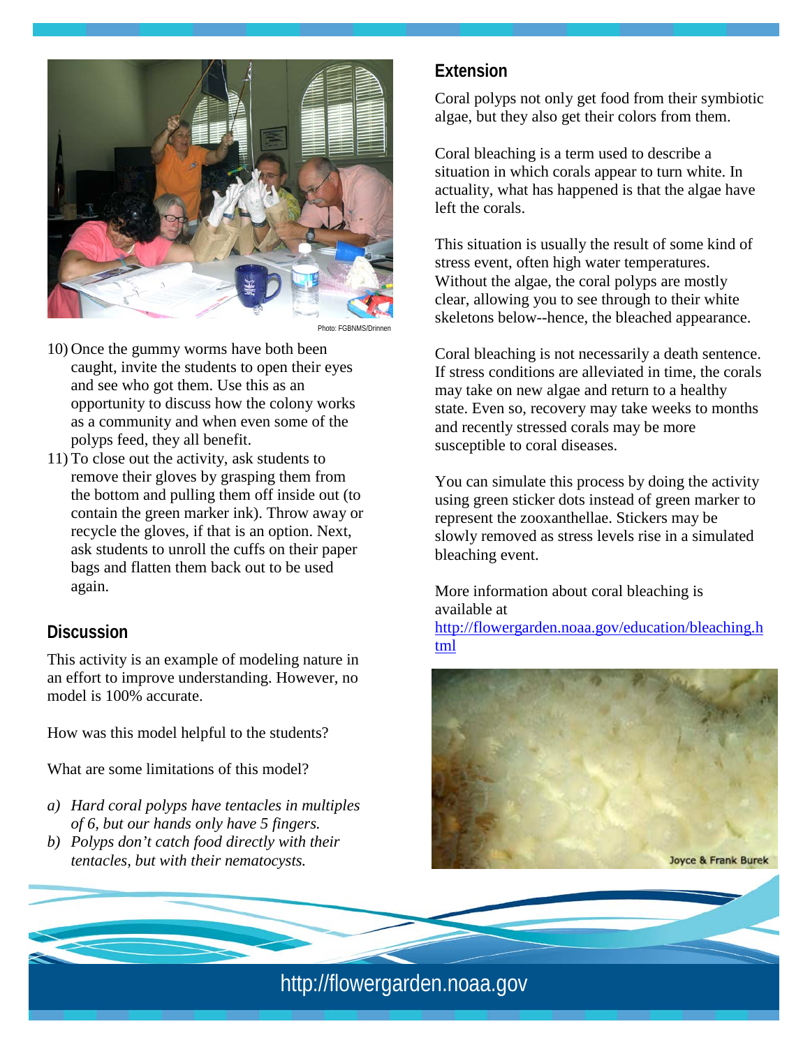Photo: FGBNMS/Drinnen

10) Once the gummy worms have both been caught, invite the students to open their eyes and see who got them. Use this as an opportunity to discuss how the colony works as a community and when even some of the polyps feed, they all benefit.
11) To close out the activity, ask students to remove their gloves by grasping them from the bottom and pulling them off inside out (to contain the green marker ink). Throw away or recycle the gloves, if that is an option. Next, ask students to unroll the cuffs on their paper bags and flatten them back out to be used again.

## Discussion

This activity is an example of modeling nature in an effort to improve understanding. However, no model is 100% accurate.

How was this model helpful to the students?

What are some limitations of this model?

a) *Hard coral polyps have tentacles in multiples of 6, but our hands only have 5 fingers.*
b) *Polyps don't catch food directly with their tentacles, but with their nematocysts.*

## Extension

Coral polyps not only get food from their symbiotic algae, but they also get their colors from them.

Coral bleaching is a term used to describe a situation in which corals appear to turn white. In actuality, what has happened is that the algae have left the corals.

This situation is usually the result of some kind of stress event, often high water temperatures. Without the algae, the coral polyps are mostly clear, allowing you to see through to their white skeletons below--hence, the bleached appearance.

Coral bleaching is not necessarily a death sentence. If stress conditions are alleviated in time, the corals may take on new algae and return to a healthy state. Even so, recovery may take weeks to months and recently stressed corals may be more susceptible to coral diseases.

You can simulate this process by doing the activity using green sticker dots instead of green marker to represent the zooxanthellae. Stickers may be slowly removed as stress levels rise in a simulated bleaching event.

More information about coral bleaching is available at [http://flowergarden.noaa.gov/education/bleaching.html](http://flowergarden.noaa.gov/education/bleaching.html)

Joyce & Frank Burek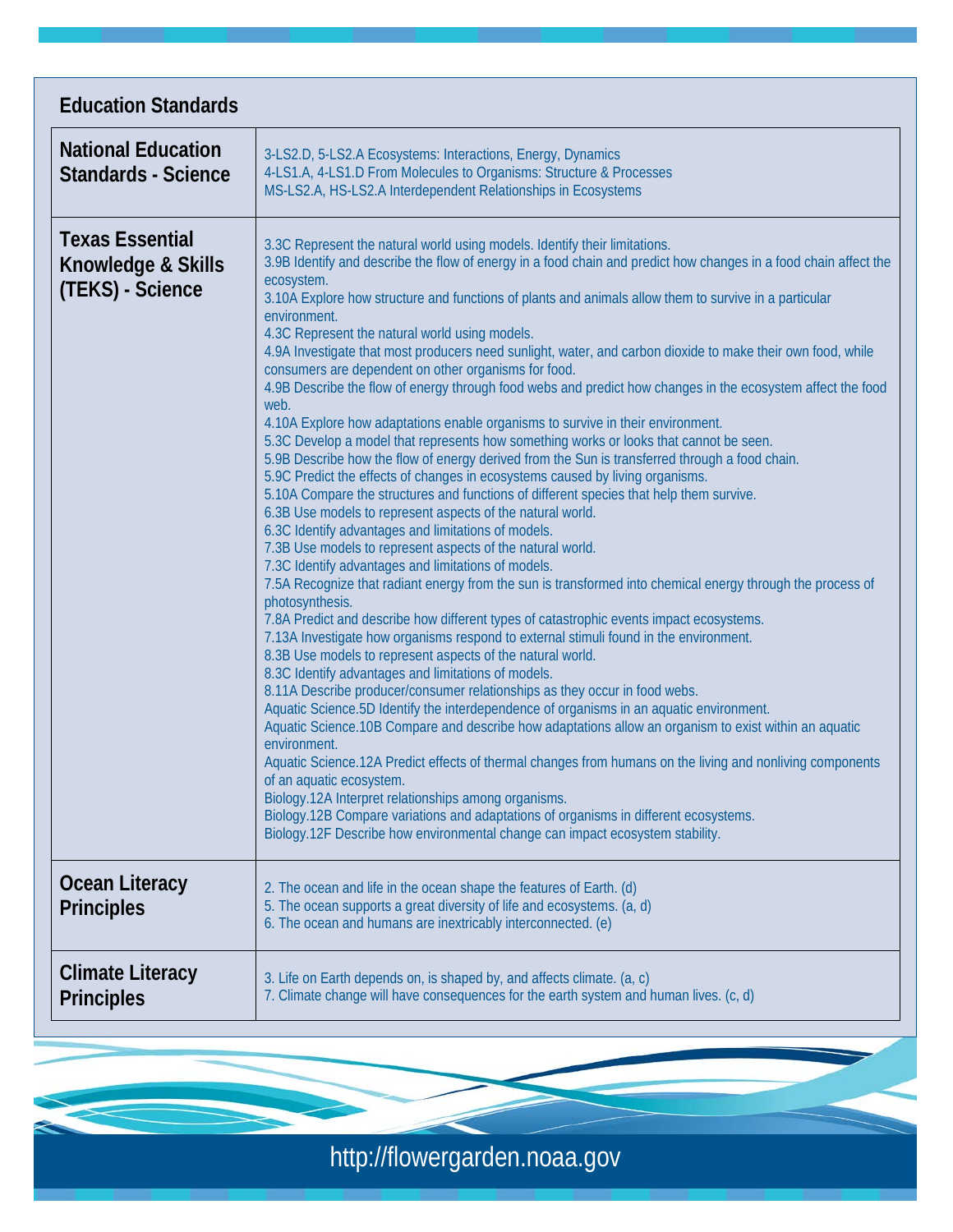## Education Standards

| | |
|---|---|
| **National Education Standards - Science** | 3-LS2.D, 5-LS2.A Ecosystems: Interactions, Energy, Dynamics<br>4-LS1.A, 4-LS1.D From Molecules to Organisms: Structure & Processes<br>MS-LS2.A, HS-LS2.A Interdependent Relationships in Ecosystems |
| **Texas Essential Knowledge & Skills (TEKS) - Science** | 3.3C Represent the natural world using models. Identify their limitations.<br>3.9B Identify and describe the flow of energy in a food chain and predict how changes in a food chain affect the ecosystem.<br>3.10A Explore how structure and functions of plants and animals allow them to survive in a particular environment.<br>4.3C Represent the natural world using models.<br>4.9A Investigate that most producers need sunlight, water, and carbon dioxide to make their own food, while consumers are dependent on other organisms for food.<br>4.9B Describe the flow of energy through food webs and predict how changes in the ecosystem affect the food web.<br>4.10A Explore how adaptations enable organisms to survive in their environment.<br>5.3C Develop a model that represents how something works or looks that cannot be seen.<br>5.9B Describe how the flow of energy derived from the Sun is transferred through a food chain.<br>5.9C Predict the effects of changes in ecosystems caused by living organisms.<br>5.10A Compare the structures and functions of different species that help them survive.<br>6.3B Use models to represent aspects of the natural world.<br>6.3C Identify advantages and limitations of models.<br>7.3B Use models to represent aspects of the natural world.<br>7.3C Identify advantages and limitations of models.<br>7.5A Recognize that radiant energy from the sun is transformed into chemical energy through the process of photosynthesis.<br>7.8A Predict and describe how different types of catastrophic events impact ecosystems.<br>7.13A Investigate how organisms respond to external stimuli found in the environment.<br>8.3B Use models to represent aspects of the natural world.<br>8.3C Identify advantages and limitations of models.<br>8.11A Describe producer/consumer relationships as they occur in food webs.<br>Aquatic Science.5D Identify the interdependence of organisms in an aquatic environment.<br>Aquatic Science.10B Compare and describe how adaptations allow an organism to exist within an aquatic environment.<br>Aquatic Science.12A Predict effects of thermal changes from humans on the living and nonliving components of an aquatic ecosystem.<br>Biology.12A Interpret relationships among organisms.<br>Biology.12B Compare variations and adaptations of organisms in different ecosystems.<br>Biology.12F Describe how environmental change can impact ecosystem stability. |
| **Ocean Literacy Principles** | 2. The ocean and life in the ocean shape the features of Earth. (d)<br>5. The ocean supports a great diversity of life and ecosystems. (a, d)<br>6. The ocean and humans are inextricably interconnected. (e) |
| **Climate Literacy Principles** | 3. Life on Earth depends on, is shaped by, and affects climate. (a, c)<br>7. Climate change will have consequences for the earth system and human lives. (c, d) |

http://flowergarden.noaa.gov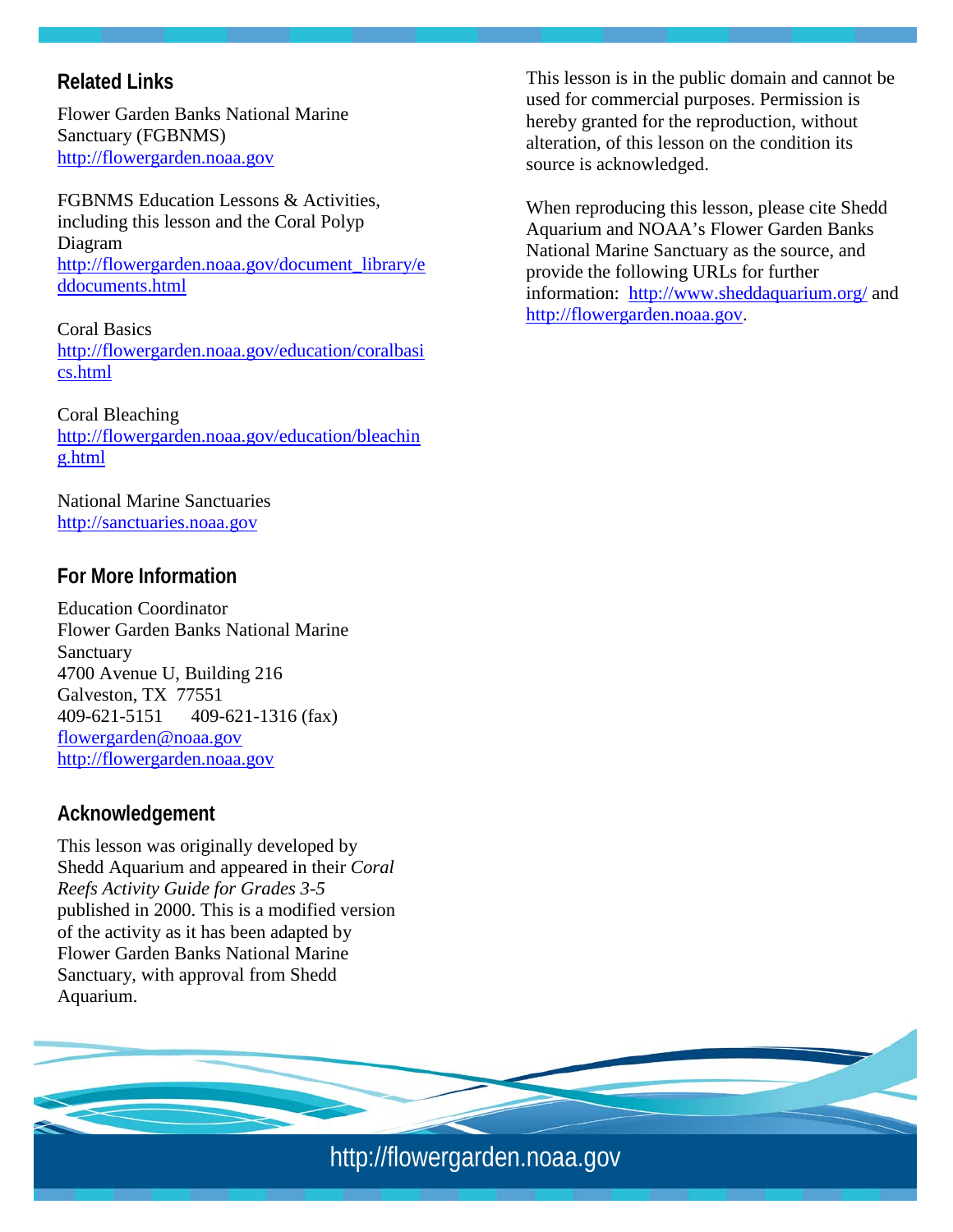## Related Links

Flower Garden Banks National Marine Sanctuary (FGBNMS)
http://flowergarden.noaa.gov

FGBNMS Education Lessons & Activities, including this lesson and the Coral Polyp Diagram
http://flowergarden.noaa.gov/document_library/eddocuments.html

Coral Basics
http://flowergarden.noaa.gov/education/coralbasics.html

Coral Bleaching
http://flowergarden.noaa.gov/education/bleaching.html

National Marine Sanctuaries
http://sanctuaries.noaa.gov

## For More Information

Education Coordinator
Flower Garden Banks National Marine Sanctuary
4700 Avenue U, Building 216
Galveston, TX 77551
409-621-5151 409-621-1316 (fax)
flowergarden@noaa.gov
http://flowergarden.noaa.gov

## Acknowledgement

This lesson was originally developed by Shedd Aquarium and appeared in their *Coral Reefs Activity Guide for Grades 3-5* published in 2000. This is a modified version of the activity as it has been adapted by Flower Garden Banks National Marine Sanctuary, with approval from Shedd Aquarium.

This lesson is in the public domain and cannot be used for commercial purposes. Permission is hereby granted for the reproduction, without alteration, of this lesson on the condition its source is acknowledged.

When reproducing this lesson, please cite Shedd Aquarium and NOAA's Flower Garden Banks National Marine Sanctuary as the source, and provide the following URLs for further information: http://www.sheddaquarium.org/ and http://flowergarden.noaa.gov.

http://flowergarden.noaa.gov